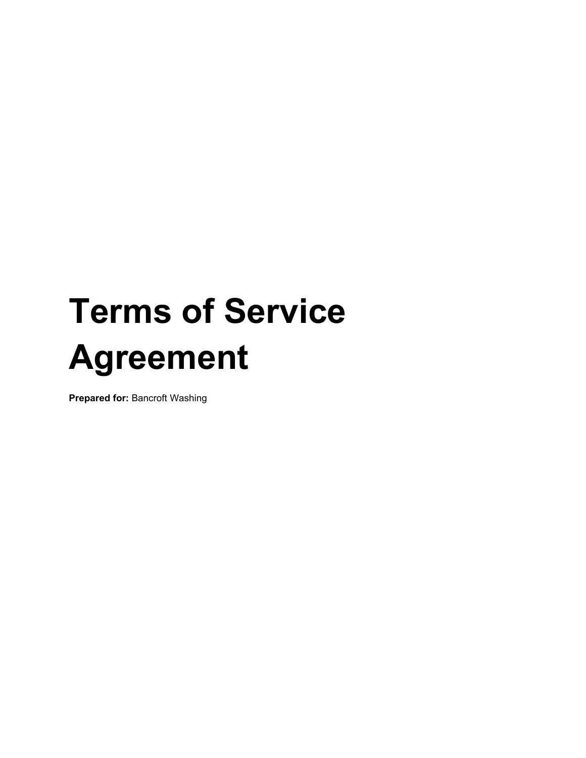# Terms of Service Agreement

**Prepared for:** Bancroft Washing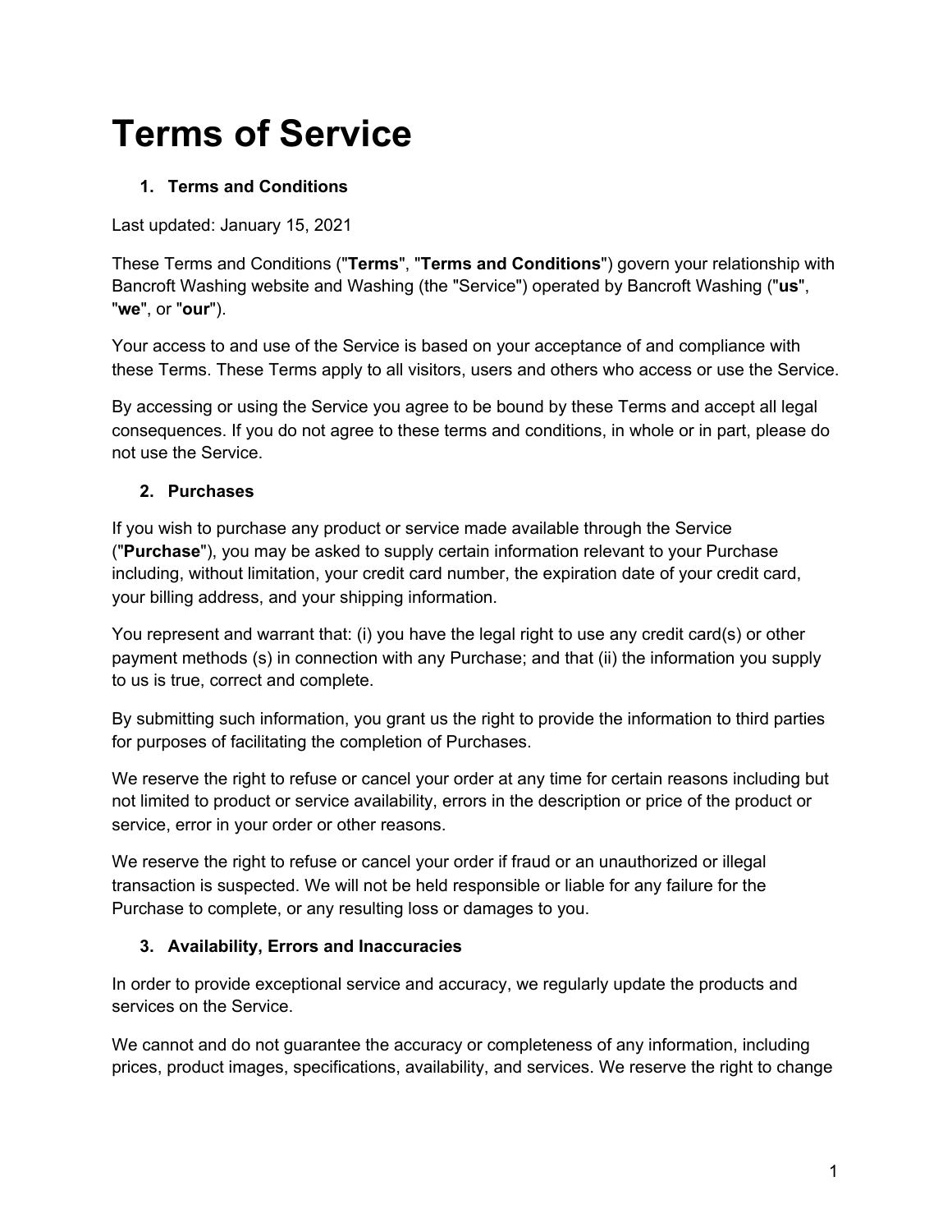# Terms of Service

## 1. Terms and Conditions

Last updated: January 15, 2021

These Terms and Conditions ("**Terms**", "**Terms and Conditions**") govern your relationship with Bancroft Washing website and Washing (the "Service") operated by Bancroft Washing ("**us**", "**we**", or "**our**").

Your access to and use of the Service is based on your acceptance of and compliance with these Terms. These Terms apply to all visitors, users and others who access or use the Service.

By accessing or using the Service you agree to be bound by these Terms and accept all legal consequences. If you do not agree to these terms and conditions, in whole or in part, please do not use the Service.

## 2. Purchases

If you wish to purchase any product or service made available through the Service ("**Purchase**"), you may be asked to supply certain information relevant to your Purchase including, without limitation, your credit card number, the expiration date of your credit card, your billing address, and your shipping information.

You represent and warrant that: (i) you have the legal right to use any credit card(s) or other payment methods (s) in connection with any Purchase; and that (ii) the information you supply to us is true, correct and complete.

By submitting such information, you grant us the right to provide the information to third parties for purposes of facilitating the completion of Purchases.

We reserve the right to refuse or cancel your order at any time for certain reasons including but not limited to product or service availability, errors in the description or price of the product or service, error in your order or other reasons.

We reserve the right to refuse or cancel your order if fraud or an unauthorized or illegal transaction is suspected. We will not be held responsible or liable for any failure for the Purchase to complete, or any resulting loss or damages to you.

## 3. Availability, Errors and Inaccuracies

In order to provide exceptional service and accuracy, we regularly update the products and services on the Service.

We cannot and do not guarantee the accuracy or completeness of any information, including prices, product images, specifications, availability, and services. We reserve the right to change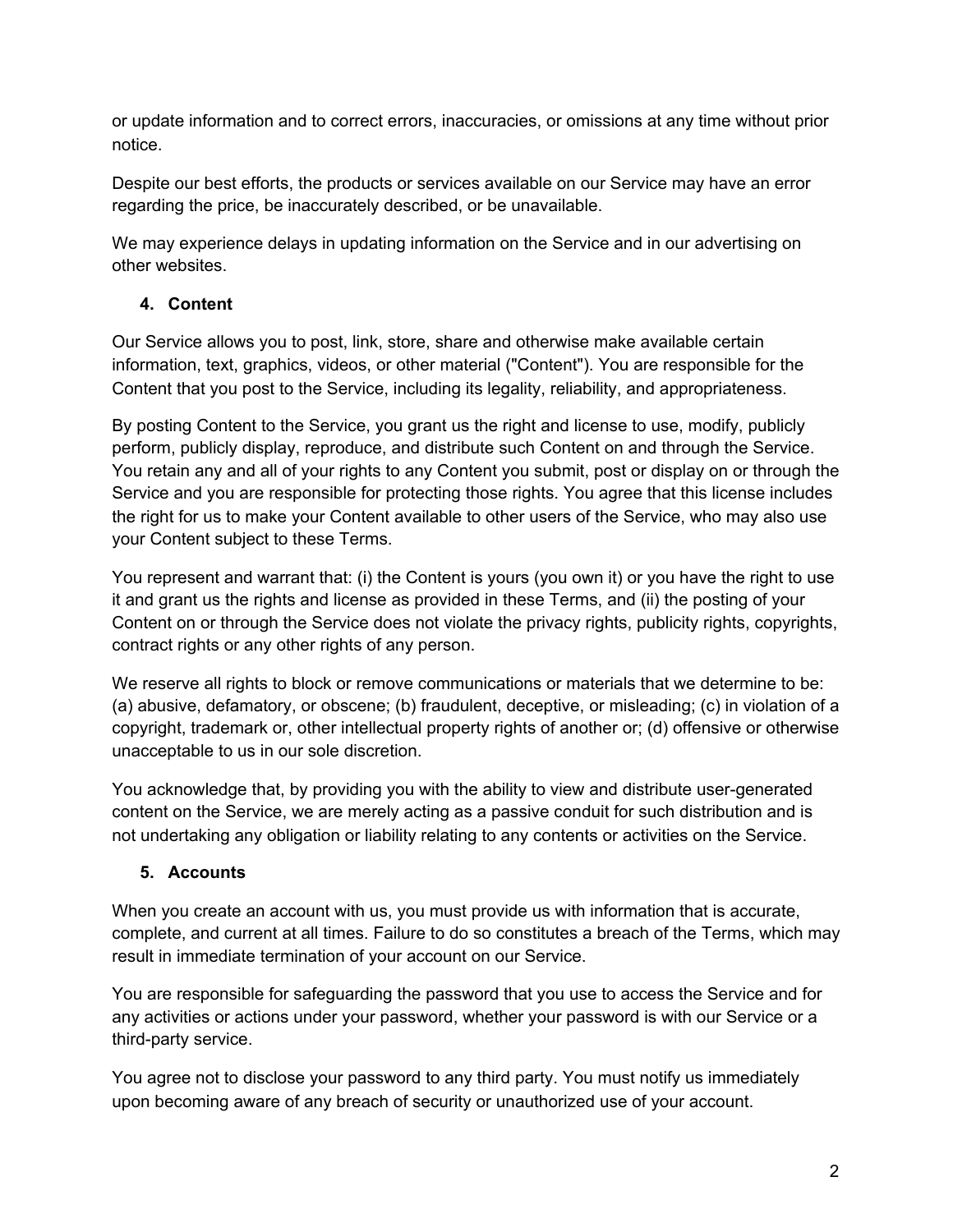or update information and to correct errors, inaccuracies, or omissions at any time without prior notice.

Despite our best efforts, the products or services available on our Service may have an error regarding the price, be inaccurately described, or be unavailable.

We may experience delays in updating information on the Service and in our advertising on other websites.

### 4. Content

Our Service allows you to post, link, store, share and otherwise make available certain information, text, graphics, videos, or other material ("Content"). You are responsible for the Content that you post to the Service, including its legality, reliability, and appropriateness.

By posting Content to the Service, you grant us the right and license to use, modify, publicly perform, publicly display, reproduce, and distribute such Content on and through the Service. You retain any and all of your rights to any Content you submit, post or display on or through the Service and you are responsible for protecting those rights. You agree that this license includes the right for us to make your Content available to other users of the Service, who may also use your Content subject to these Terms.

You represent and warrant that: (i) the Content is yours (you own it) or you have the right to use it and grant us the rights and license as provided in these Terms, and (ii) the posting of your Content on or through the Service does not violate the privacy rights, publicity rights, copyrights, contract rights or any other rights of any person.

We reserve all rights to block or remove communications or materials that we determine to be: (a) abusive, defamatory, or obscene; (b) fraudulent, deceptive, or misleading; (c) in violation of a copyright, trademark or, other intellectual property rights of another or; (d) offensive or otherwise unacceptable to us in our sole discretion.

You acknowledge that, by providing you with the ability to view and distribute user-generated content on the Service, we are merely acting as a passive conduit for such distribution and is not undertaking any obligation or liability relating to any contents or activities on the Service.

### 5. Accounts

When you create an account with us, you must provide us with information that is accurate, complete, and current at all times. Failure to do so constitutes a breach of the Terms, which may result in immediate termination of your account on our Service.

You are responsible for safeguarding the password that you use to access the Service and for any activities or actions under your password, whether your password is with our Service or a third-party service.

You agree not to disclose your password to any third party. You must notify us immediately upon becoming aware of any breach of security or unauthorized use of your account.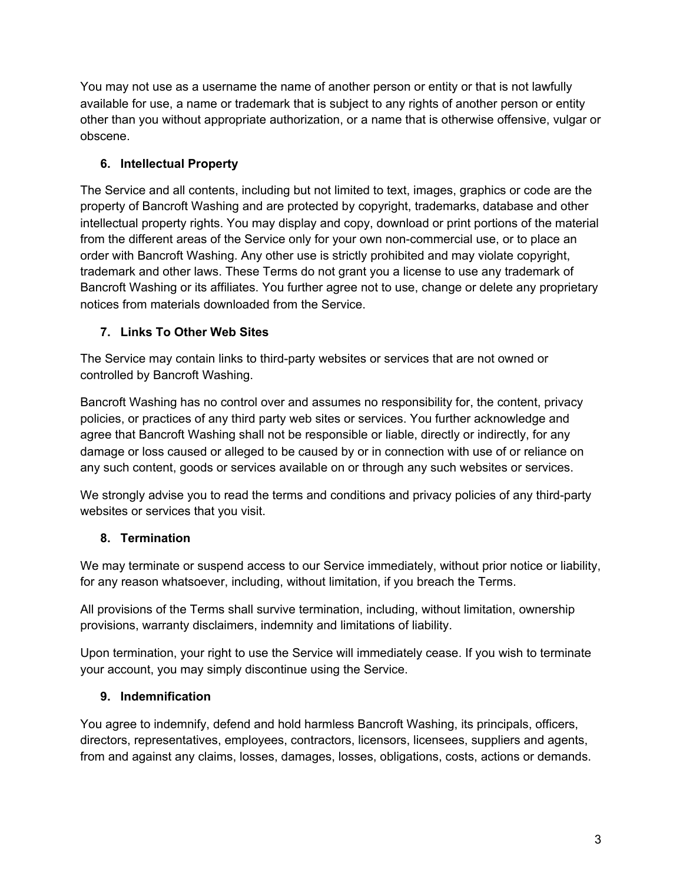You may not use as a username the name of another person or entity or that is not lawfully available for use, a name or trademark that is subject to any rights of another person or entity other than you without appropriate authorization, or a name that is otherwise offensive, vulgar or obscene.

## 6. Intellectual Property

The Service and all contents, including but not limited to text, images, graphics or code are the property of Bancroft Washing and are protected by copyright, trademarks, database and other intellectual property rights. You may display and copy, download or print portions of the material from the different areas of the Service only for your own non-commercial use, or to place an order with Bancroft Washing. Any other use is strictly prohibited and may violate copyright, trademark and other laws. These Terms do not grant you a license to use any trademark of Bancroft Washing or its affiliates. You further agree not to use, change or delete any proprietary notices from materials downloaded from the Service.

## 7. Links To Other Web Sites

The Service may contain links to third-party websites or services that are not owned or controlled by Bancroft Washing.

Bancroft Washing has no control over and assumes no responsibility for, the content, privacy policies, or practices of any third party web sites or services. You further acknowledge and agree that Bancroft Washing shall not be responsible or liable, directly or indirectly, for any damage or loss caused or alleged to be caused by or in connection with use of or reliance on any such content, goods or services available on or through any such websites or services.

We strongly advise you to read the terms and conditions and privacy policies of any third-party websites or services that you visit.

## 8. Termination

We may terminate or suspend access to our Service immediately, without prior notice or liability, for any reason whatsoever, including, without limitation, if you breach the Terms.

All provisions of the Terms shall survive termination, including, without limitation, ownership provisions, warranty disclaimers, indemnity and limitations of liability.

Upon termination, your right to use the Service will immediately cease. If you wish to terminate your account, you may simply discontinue using the Service.

## 9. Indemnification

You agree to indemnify, defend and hold harmless Bancroft Washing, its principals, officers, directors, representatives, employees, contractors, licensors, licensees, suppliers and agents, from and against any claims, losses, damages, losses, obligations, costs, actions or demands.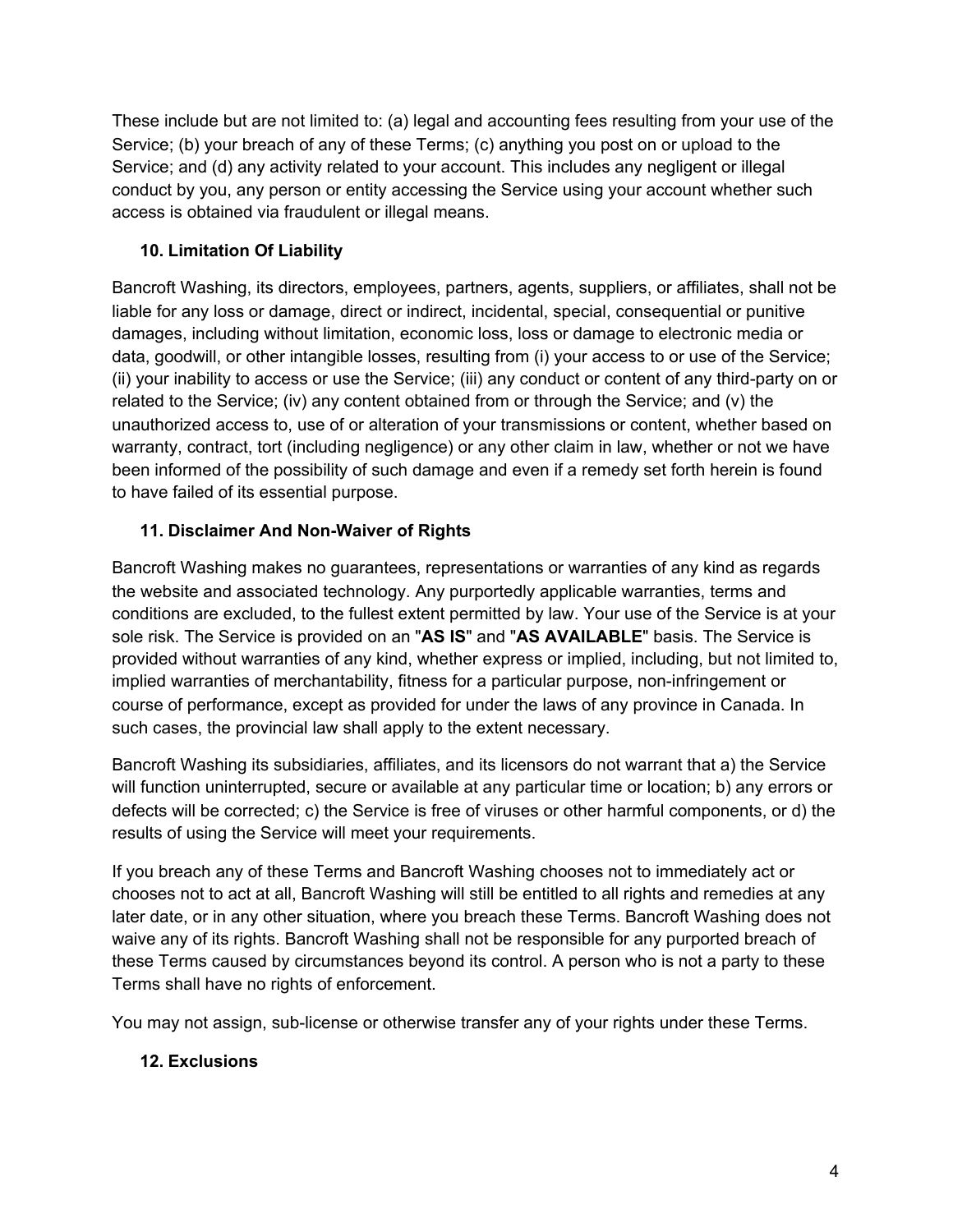These include but are not limited to: (a) legal and accounting fees resulting from your use of the Service; (b) your breach of any of these Terms; (c) anything you post on or upload to the Service; and (d) any activity related to your account. This includes any negligent or illegal conduct by you, any person or entity accessing the Service using your account whether such access is obtained via fraudulent or illegal means.

### 10. Limitation Of Liability

Bancroft Washing, its directors, employees, partners, agents, suppliers, or affiliates, shall not be liable for any loss or damage, direct or indirect, incidental, special, consequential or punitive damages, including without limitation, economic loss, loss or damage to electronic media or data, goodwill, or other intangible losses, resulting from (i) your access to or use of the Service; (ii) your inability to access or use the Service; (iii) any conduct or content of any third-party on or related to the Service; (iv) any content obtained from or through the Service; and (v) the unauthorized access to, use of or alteration of your transmissions or content, whether based on warranty, contract, tort (including negligence) or any other claim in law, whether or not we have been informed of the possibility of such damage and even if a remedy set forth herein is found to have failed of its essential purpose.

### 11. Disclaimer And Non-Waiver of Rights

Bancroft Washing makes no guarantees, representations or warranties of any kind as regards the website and associated technology. Any purportedly applicable warranties, terms and conditions are excluded, to the fullest extent permitted by law. Your use of the Service is at your sole risk. The Service is provided on an "**AS IS**" and "**AS AVAILABLE**" basis. The Service is provided without warranties of any kind, whether express or implied, including, but not limited to, implied warranties of merchantability, fitness for a particular purpose, non-infringement or course of performance, except as provided for under the laws of any province in Canada. In such cases, the provincial law shall apply to the extent necessary.

Bancroft Washing its subsidiaries, affiliates, and its licensors do not warrant that a) the Service will function uninterrupted, secure or available at any particular time or location; b) any errors or defects will be corrected; c) the Service is free of viruses or other harmful components, or d) the results of using the Service will meet your requirements.

If you breach any of these Terms and Bancroft Washing chooses not to immediately act or chooses not to act at all, Bancroft Washing will still be entitled to all rights and remedies at any later date, or in any other situation, where you breach these Terms. Bancroft Washing does not waive any of its rights. Bancroft Washing shall not be responsible for any purported breach of these Terms caused by circumstances beyond its control. A person who is not a party to these Terms shall have no rights of enforcement.

You may not assign, sub-license or otherwise transfer any of your rights under these Terms.

### 12. Exclusions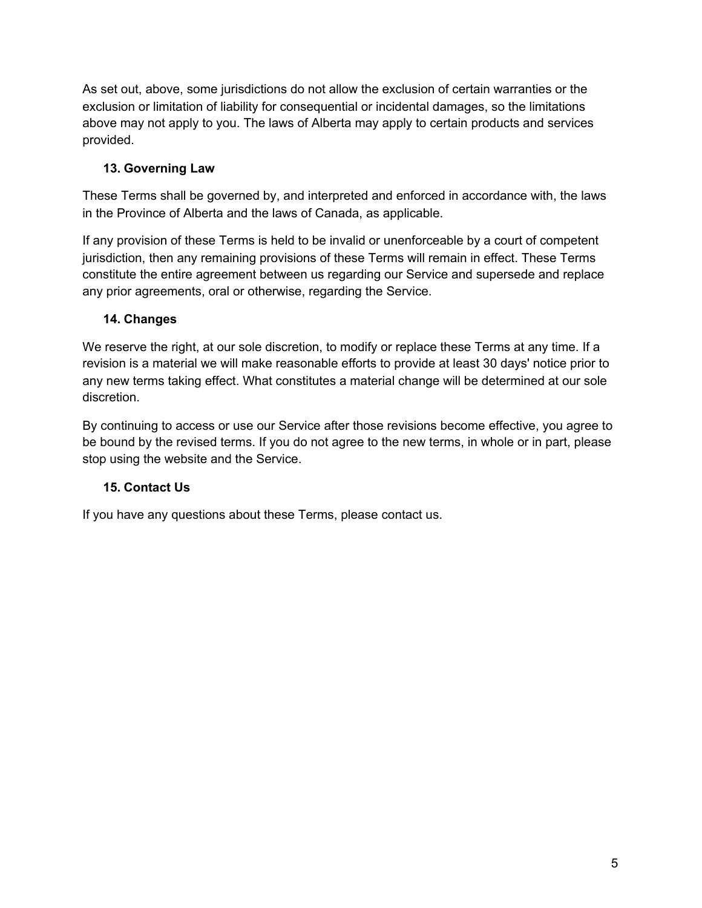As set out, above, some jurisdictions do not allow the exclusion of certain warranties or the exclusion or limitation of liability for consequential or incidental damages, so the limitations above may not apply to you. The laws of Alberta may apply to certain products and services provided.

### 13. Governing Law

These Terms shall be governed by, and interpreted and enforced in accordance with, the laws in the Province of Alberta and the laws of Canada, as applicable.

If any provision of these Terms is held to be invalid or unenforceable by a court of competent jurisdiction, then any remaining provisions of these Terms will remain in effect. These Terms constitute the entire agreement between us regarding our Service and supersede and replace any prior agreements, oral or otherwise, regarding the Service.

### 14. Changes

We reserve the right, at our sole discretion, to modify or replace these Terms at any time. If a revision is a material we will make reasonable efforts to provide at least 30 days' notice prior to any new terms taking effect. What constitutes a material change will be determined at our sole discretion.

By continuing to access or use our Service after those revisions become effective, you agree to be bound by the revised terms. If you do not agree to the new terms, in whole or in part, please stop using the website and the Service.

### 15. Contact Us

If you have any questions about these Terms, please contact us.